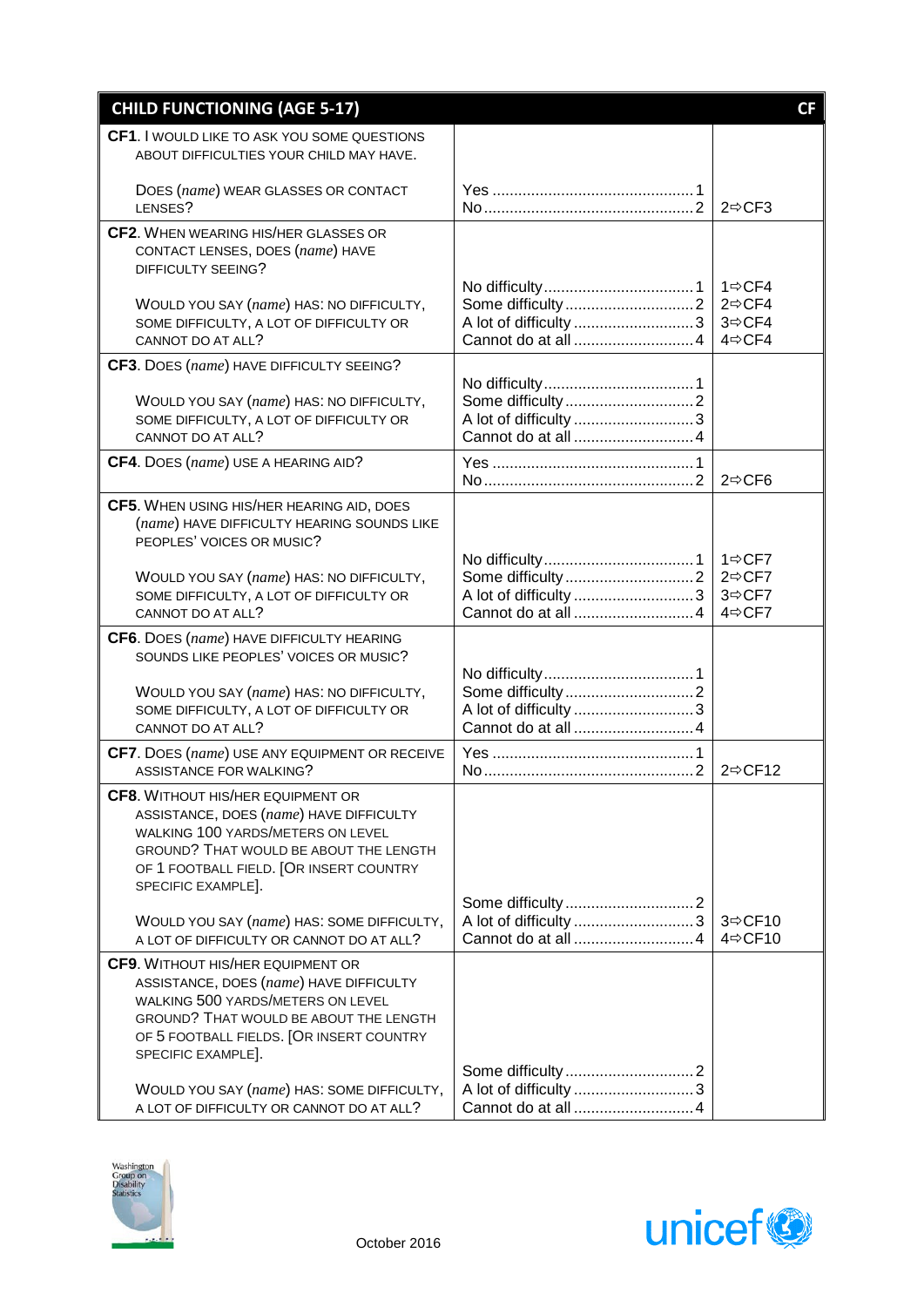| CHILD FUNCTIONING (AGE 5-17) | | CF |
|---|---|---|
| **CF1**. I WOULD LIKE TO ASK YOU SOME QUESTIONS ABOUT DIFFICULTIES YOUR CHILD MAY HAVE.<br><br>DOES (*name*) WEAR GLASSES OR CONTACT LENSES? | Yes ... 1<br>No ... 2 | 2⇨CF3 |
| **CF2**. WHEN WEARING HIS/HER GLASSES OR CONTACT LENSES, DOES (*name*) HAVE DIFFICULTY SEEING?<br><br>WOULD YOU SAY (*name*) HAS: NO DIFFICULTY, SOME DIFFICULTY, A LOT OF DIFFICULTY OR CANNOT DO AT ALL? | No difficulty ... 1<br>Some difficulty ... 2<br>A lot of difficulty ... 3<br>Cannot do at all ... 4 | 1⇨CF4<br>2⇨CF4<br>3⇨CF4<br>4⇨CF4 |
| **CF3**. DOES (*name*) HAVE DIFFICULTY SEEING?<br><br>WOULD YOU SAY (*name*) HAS: NO DIFFICULTY, SOME DIFFICULTY, A LOT OF DIFFICULTY OR CANNOT DO AT ALL? | No difficulty ... 1<br>Some difficulty ... 2<br>A lot of difficulty ... 3<br>Cannot do at all ... 4 | |
| **CF4**. DOES (*name*) USE A HEARING AID? | Yes ... 1<br>No ... 2 | 2⇨CF6 |
| **CF5**. WHEN USING HIS/HER HEARING AID, DOES (*name*) HAVE DIFFICULTY HEARING SOUNDS LIKE PEOPLES' VOICES OR MUSIC?<br><br>WOULD YOU SAY (*name*) HAS: NO DIFFICULTY, SOME DIFFICULTY, A LOT OF DIFFICULTY OR CANNOT DO AT ALL? | No difficulty ... 1<br>Some difficulty ... 2<br>A lot of difficulty ... 3<br>Cannot do at all ... 4 | 1⇨CF7<br>2⇨CF7<br>3⇨CF7<br>4⇨CF7 |
| **CF6**. DOES (*name*) HAVE DIFFICULTY HEARING SOUNDS LIKE PEOPLES' VOICES OR MUSIC?<br><br>WOULD YOU SAY (*name*) HAS: NO DIFFICULTY, SOME DIFFICULTY, A LOT OF DIFFICULTY OR CANNOT DO AT ALL? | No difficulty ... 1<br>Some difficulty ... 2<br>A lot of difficulty ... 3<br>Cannot do at all ... 4 | |
| **CF7**. DOES (*name*) USE ANY EQUIPMENT OR RECEIVE ASSISTANCE FOR WALKING? | Yes ... 1<br>No ... 2 | 2⇨CF12 |
| **CF8**. WITHOUT HIS/HER EQUIPMENT OR ASSISTANCE, DOES (*name*) HAVE DIFFICULTY WALKING 100 YARDS/METERS ON LEVEL GROUND? THAT WOULD BE ABOUT THE LENGTH OF 1 FOOTBALL FIELD. [OR INSERT COUNTRY SPECIFIC EXAMPLE].<br><br>WOULD YOU SAY (*name*) HAS: SOME DIFFICULTY, A LOT OF DIFFICULTY OR CANNOT DO AT ALL? | Some difficulty ... 2<br>A lot of difficulty ... 3<br>Cannot do at all ... 4 | 3⇨CF10<br>4⇨CF10 |
| **CF9**. WITHOUT HIS/HER EQUIPMENT OR ASSISTANCE, DOES (*name*) HAVE DIFFICULTY WALKING 500 YARDS/METERS ON LEVEL GROUND? THAT WOULD BE ABOUT THE LENGTH OF 5 FOOTBALL FIELDS. [OR INSERT COUNTRY SPECIFIC EXAMPLE].<br><br>WOULD YOU SAY (*name*) HAS: SOME DIFFICULTY, A LOT OF DIFFICULTY OR CANNOT DO AT ALL? | Some difficulty ... 2<br>A lot of difficulty ... 3<br>Cannot do at all ... 4 | |

Washington Group on Disability Statistics

October 2016

unicef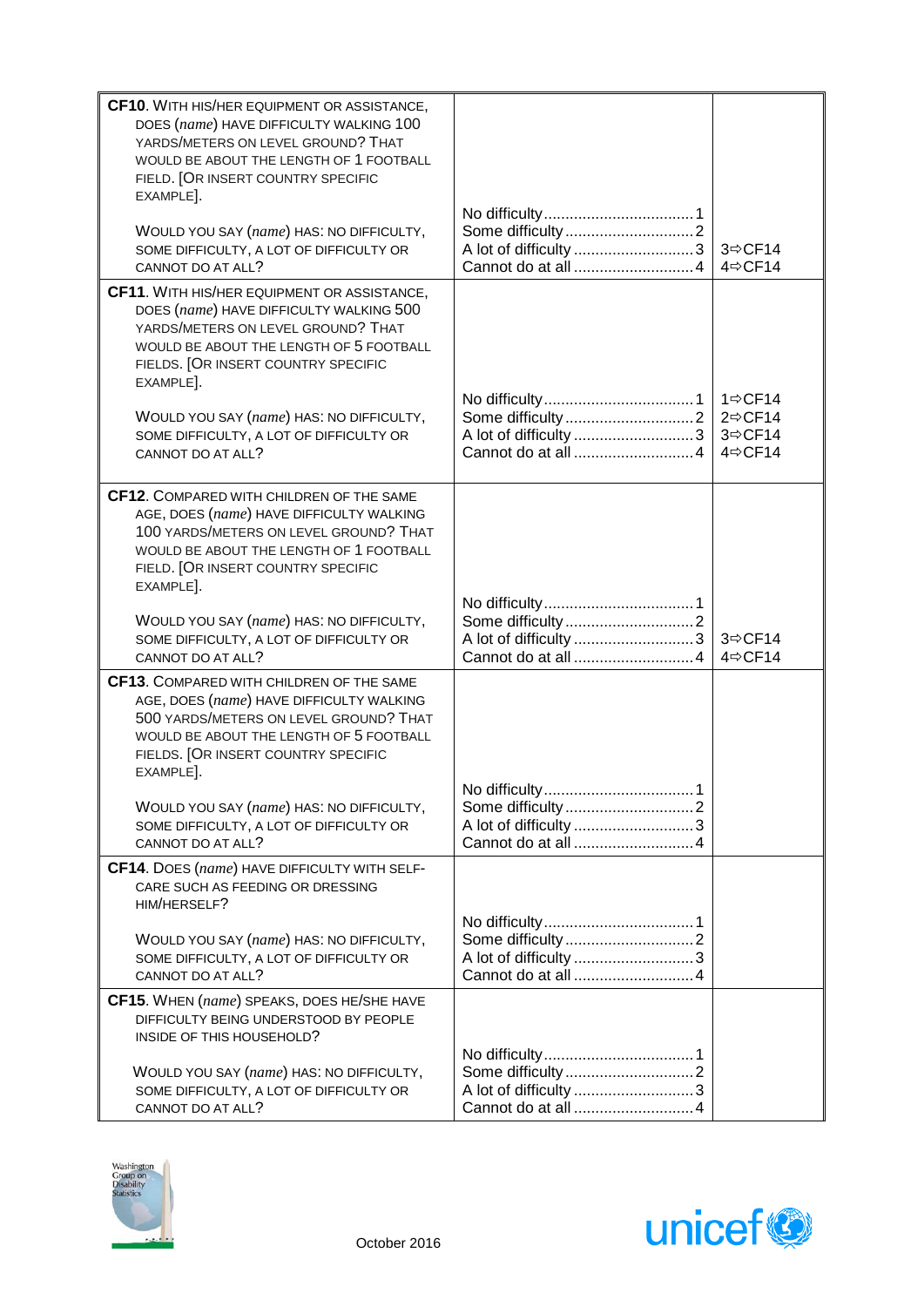| | | |
|---|---|---|
| **CF10**. WITH HIS/HER EQUIPMENT OR ASSISTANCE, DOES (*name*) HAVE DIFFICULTY WALKING 100 YARDS/METERS ON LEVEL GROUND? THAT WOULD BE ABOUT THE LENGTH OF 1 FOOTBALL FIELD. [OR INSERT COUNTRY SPECIFIC EXAMPLE].<br><br>WOULD YOU SAY (*name*) HAS: NO DIFFICULTY, SOME DIFFICULTY, A LOT OF DIFFICULTY OR CANNOT DO AT ALL? | No difficulty..................................1<br>Some difficulty.............................2<br>A lot of difficulty ............................3<br>Cannot do at all ............................4 | <br><br>3⇨CF14<br>4⇨CF14 |
| **CF11**. WITH HIS/HER EQUIPMENT OR ASSISTANCE, DOES (*name*) HAVE DIFFICULTY WALKING 500 YARDS/METERS ON LEVEL GROUND? THAT WOULD BE ABOUT THE LENGTH OF 5 FOOTBALL FIELDS. [OR INSERT COUNTRY SPECIFIC EXAMPLE].<br><br>WOULD YOU SAY (*name*) HAS: NO DIFFICULTY, SOME DIFFICULTY, A LOT OF DIFFICULTY OR CANNOT DO AT ALL? | No difficulty..................................1<br>Some difficulty.............................2<br>A lot of difficulty ............................3<br>Cannot do at all ............................4 | 1⇨CF14<br>2⇨CF14<br>3⇨CF14<br>4⇨CF14 |
| **CF12**. COMPARED WITH CHILDREN OF THE SAME AGE, DOES (*name*) HAVE DIFFICULTY WALKING 100 YARDS/METERS ON LEVEL GROUND? THAT WOULD BE ABOUT THE LENGTH OF 1 FOOTBALL FIELD. [OR INSERT COUNTRY SPECIFIC EXAMPLE].<br><br>WOULD YOU SAY (*name*) HAS: NO DIFFICULTY, SOME DIFFICULTY, A LOT OF DIFFICULTY OR CANNOT DO AT ALL? | No difficulty..................................1<br>Some difficulty.............................2<br>A lot of difficulty ............................3<br>Cannot do at all ............................4 | <br><br>3⇨CF14<br>4⇨CF14 |
| **CF13**. COMPARED WITH CHILDREN OF THE SAME AGE, DOES (*name*) HAVE DIFFICULTY WALKING 500 YARDS/METERS ON LEVEL GROUND? THAT WOULD BE ABOUT THE LENGTH OF 5 FOOTBALL FIELDS. [OR INSERT COUNTRY SPECIFIC EXAMPLE].<br><br>WOULD YOU SAY (*name*) HAS: NO DIFFICULTY, SOME DIFFICULTY, A LOT OF DIFFICULTY OR CANNOT DO AT ALL? | No difficulty..................................1<br>Some difficulty.............................2<br>A lot of difficulty ............................3<br>Cannot do at all ............................4 | |
| **CF14**. DOES (*name*) HAVE DIFFICULTY WITH SELF-CARE SUCH AS FEEDING OR DRESSING HIM/HERSELF?<br><br>WOULD YOU SAY (*name*) HAS: NO DIFFICULTY, SOME DIFFICULTY, A LOT OF DIFFICULTY OR CANNOT DO AT ALL? | No difficulty..................................1<br>Some difficulty.............................2<br>A lot of difficulty ............................3<br>Cannot do at all ............................4 | |
| **CF15**. WHEN (*name*) SPEAKS, DOES HE/SHE HAVE DIFFICULTY BEING UNDERSTOOD BY PEOPLE INSIDE OF THIS HOUSEHOLD?<br><br>WOULD YOU SAY (*name*) HAS: NO DIFFICULTY, SOME DIFFICULTY, A LOT OF DIFFICULTY OR CANNOT DO AT ALL? | No difficulty..................................1<br>Some difficulty.............................2<br>A lot of difficulty ............................3<br>Cannot do at all ............................4 | |

Washington Group on Disability Statistics

October 2016

unicef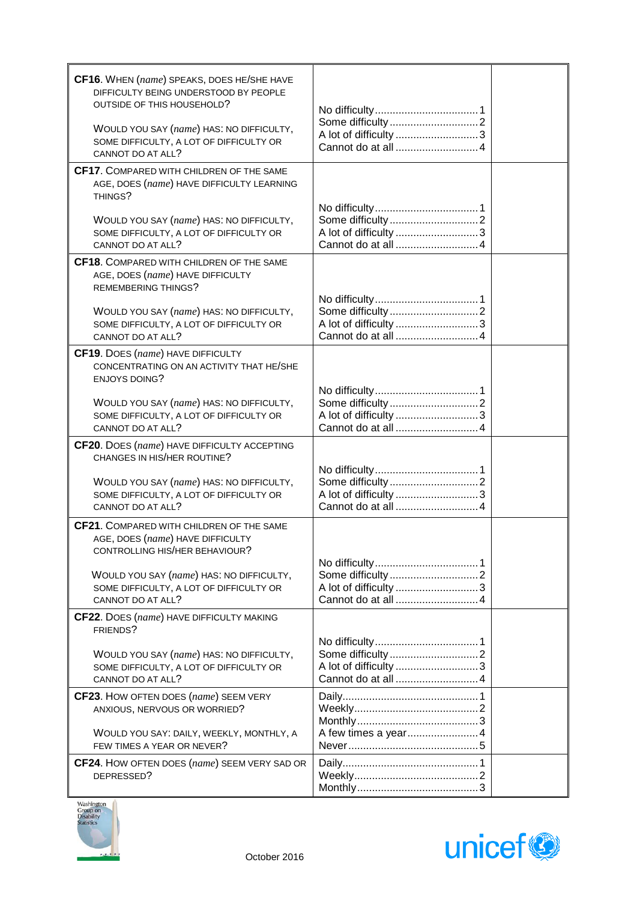| | | |
|---|---|---|
| **CF16**. WHEN (*name*) SPEAKS, DOES HE/SHE HAVE DIFFICULTY BEING UNDERSTOOD BY PEOPLE OUTSIDE OF THIS HOUSEHOLD?<br><br>WOULD YOU SAY (*name*) HAS: NO DIFFICULTY, SOME DIFFICULTY, A LOT OF DIFFICULTY OR CANNOT DO AT ALL? | No difficulty ........ 1<br>Some difficulty ........ 2<br>A lot of difficulty ........ 3<br>Cannot do at all ........ 4 | |
| **CF17**. COMPARED WITH CHILDREN OF THE SAME AGE, DOES (*name*) HAVE DIFFICULTY LEARNING THINGS?<br><br>WOULD YOU SAY (*name*) HAS: NO DIFFICULTY, SOME DIFFICULTY, A LOT OF DIFFICULTY OR CANNOT DO AT ALL? | No difficulty ........ 1<br>Some difficulty ........ 2<br>A lot of difficulty ........ 3<br>Cannot do at all ........ 4 | |
| **CF18**. COMPARED WITH CHILDREN OF THE SAME AGE, DOES (*name*) HAVE DIFFICULTY REMEMBERING THINGS?<br><br>WOULD YOU SAY (*name*) HAS: NO DIFFICULTY, SOME DIFFICULTY, A LOT OF DIFFICULTY OR CANNOT DO AT ALL? | No difficulty ........ 1<br>Some difficulty ........ 2<br>A lot of difficulty ........ 3<br>Cannot do at all ........ 4 | |
| **CF19**. DOES (*name*) HAVE DIFFICULTY CONCENTRATING ON AN ACTIVITY THAT HE/SHE ENJOYS DOING?<br><br>WOULD YOU SAY (*name*) HAS: NO DIFFICULTY, SOME DIFFICULTY, A LOT OF DIFFICULTY OR CANNOT DO AT ALL? | No difficulty ........ 1<br>Some difficulty ........ 2<br>A lot of difficulty ........ 3<br>Cannot do at all ........ 4 | |
| **CF20**. DOES (*name*) HAVE DIFFICULTY ACCEPTING CHANGES IN HIS/HER ROUTINE?<br><br>WOULD YOU SAY (*name*) HAS: NO DIFFICULTY, SOME DIFFICULTY, A LOT OF DIFFICULTY OR CANNOT DO AT ALL? | No difficulty ........ 1<br>Some difficulty ........ 2<br>A lot of difficulty ........ 3<br>Cannot do at all ........ 4 | |
| **CF21**. COMPARED WITH CHILDREN OF THE SAME AGE, DOES (*name*) HAVE DIFFICULTY CONTROLLING HIS/HER BEHAVIOUR?<br><br>WOULD YOU SAY (*name*) HAS: NO DIFFICULTY, SOME DIFFICULTY, A LOT OF DIFFICULTY OR CANNOT DO AT ALL? | No difficulty ........ 1<br>Some difficulty ........ 2<br>A lot of difficulty ........ 3<br>Cannot do at all ........ 4 | |
| **CF22**. DOES (*name*) HAVE DIFFICULTY MAKING FRIENDS?<br><br>WOULD YOU SAY (*name*) HAS: NO DIFFICULTY, SOME DIFFICULTY, A LOT OF DIFFICULTY OR CANNOT DO AT ALL? | No difficulty ........ 1<br>Some difficulty ........ 2<br>A lot of difficulty ........ 3<br>Cannot do at all ........ 4 | |
| **CF23**. HOW OFTEN DOES (*name*) SEEM VERY ANXIOUS, NERVOUS OR WORRIED?<br><br>WOULD YOU SAY: DAILY, WEEKLY, MONTHLY, A FEW TIMES A YEAR OR NEVER? | Daily ........ 1<br>Weekly ........ 2<br>Monthly ........ 3<br>A few times a year ........ 4<br>Never ........ 5 | |
| **CF24**. HOW OFTEN DOES (*name*) SEEM VERY SAD OR DEPRESSED? | Daily ........ 1<br>Weekly ........ 2<br>Monthly ........ 3 | |

Washington Group on Disability Statistics

October 2016

unicef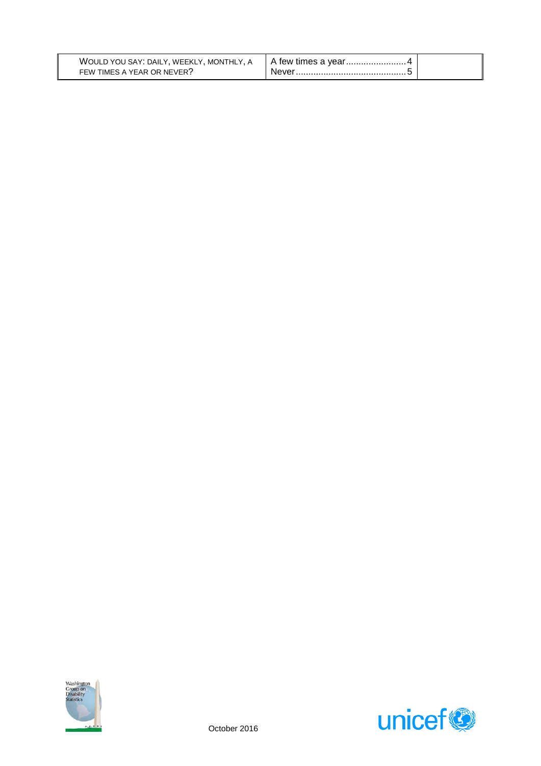| | | |
|---|---|---|
| WOULD YOU SAY: DAILY, WEEKLY, MONTHLY, A FEW TIMES A YEAR OR NEVER? | A few times a year........................4<br>Never............................................5 | |

October 2016